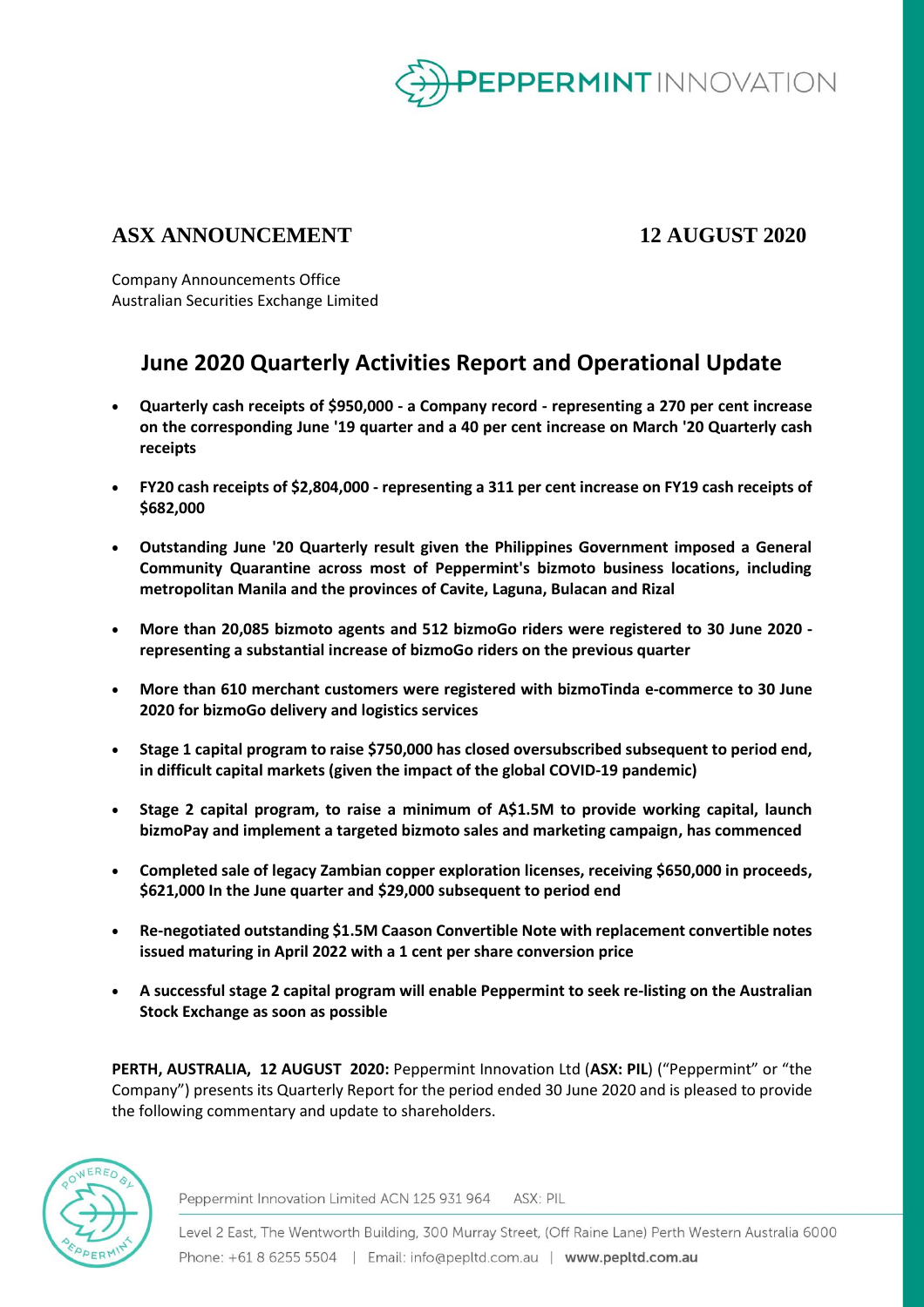**ASX ANNOUNCEMENT** **12 AUGUST 2020**

Company Announcements Office
Australian Securities Exchange Limited

# June 2020 Quarterly Activities Report and Operational Update

- **Quarterly cash receipts of $950,000 - a Company record - representing a 270 per cent increase on the corresponding June '19 quarter and a 40 per cent increase on March '20 Quarterly cash receipts**
- **FY20 cash receipts of $2,804,000 - representing a 311 per cent increase on FY19 cash receipts of $682,000**
- **Outstanding June '20 Quarterly result given the Philippines Government imposed a General Community Quarantine across most of Peppermint's bizmoto business locations, including metropolitan Manila and the provinces of Cavite, Laguna, Bulacan and Rizal**
- **More than 20,085 bizmoto agents and 512 bizmoGo riders were registered to 30 June 2020 - representing a substantial increase of bizmoGo riders on the previous quarter**
- **More than 610 merchant customers were registered with bizmoTinda e-commerce to 30 June 2020 for bizmoGo delivery and logistics services**
- **Stage 1 capital program to raise $750,000 has closed oversubscribed subsequent to period end, in difficult capital markets (given the impact of the global COVID-19 pandemic)**
- **Stage 2 capital program, to raise a minimum of A$1.5M to provide working capital, launch bizmoPay and implement a targeted bizmoto sales and marketing campaign, has commenced**
- **Completed sale of legacy Zambian copper exploration licenses, receiving $650,000 in proceeds, $621,000 In the June quarter and $29,000 subsequent to period end**
- **Re-negotiated outstanding $1.5M Caason Convertible Note with replacement convertible notes issued maturing in April 2022 with a 1 cent per share conversion price**
- **A successful stage 2 capital program will enable Peppermint to seek re-listing on the Australian Stock Exchange as soon as possible**

**PERTH, AUSTRALIA, 12 AUGUST 2020:** Peppermint Innovation Ltd (**ASX: PIL**) ("Peppermint" or "the Company") presents its Quarterly Report for the period ended 30 June 2020 and is pleased to provide the following commentary and update to shareholders.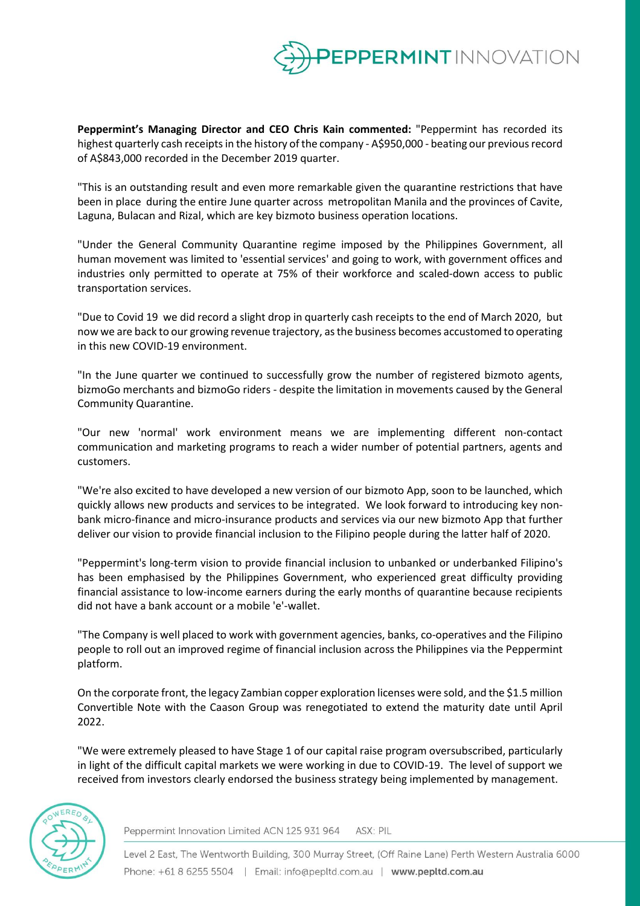**Peppermint's Managing Director and CEO Chris Kain commented:** "Peppermint has recorded its highest quarterly cash receipts in the history of the company - A$950,000 - beating our previous record of A$843,000 recorded in the December 2019 quarter.

"This is an outstanding result and even more remarkable given the quarantine restrictions that have been in place during the entire June quarter across metropolitan Manila and the provinces of Cavite, Laguna, Bulacan and Rizal, which are key bizmoto business operation locations.

"Under the General Community Quarantine regime imposed by the Philippines Government, all human movement was limited to 'essential services' and going to work, with government offices and industries only permitted to operate at 75% of their workforce and scaled-down access to public transportation services.

"Due to Covid 19 we did record a slight drop in quarterly cash receipts to the end of March 2020, but now we are back to our growing revenue trajectory, as the business becomes accustomed to operating in this new COVID-19 environment.

"In the June quarter we continued to successfully grow the number of registered bizmoto agents, bizmoGo merchants and bizmoGo riders - despite the limitation in movements caused by the General Community Quarantine.

"Our new 'normal' work environment means we are implementing different non-contact communication and marketing programs to reach a wider number of potential partners, agents and customers.

"We're also excited to have developed a new version of our bizmoto App, soon to be launched, which quickly allows new products and services to be integrated. We look forward to introducing key non-bank micro-finance and micro-insurance products and services via our new bizmoto App that further deliver our vision to provide financial inclusion to the Filipino people during the latter half of 2020.

"Peppermint's long-term vision to provide financial inclusion to unbanked or underbanked Filipino's has been emphasised by the Philippines Government, who experienced great difficulty providing financial assistance to low-income earners during the early months of quarantine because recipients did not have a bank account or a mobile 'e'-wallet.

"The Company is well placed to work with government agencies, banks, co-operatives and the Filipino people to roll out an improved regime of financial inclusion across the Philippines via the Peppermint platform.

On the corporate front, the legacy Zambian copper exploration licenses were sold, and the $1.5 million Convertible Note with the Caason Group was renegotiated to extend the maturity date until April 2022.

"We were extremely pleased to have Stage 1 of our capital raise program oversubscribed, particularly in light of the difficult capital markets we were working in due to COVID-19. The level of support we received from investors clearly endorsed the business strategy being implemented by management.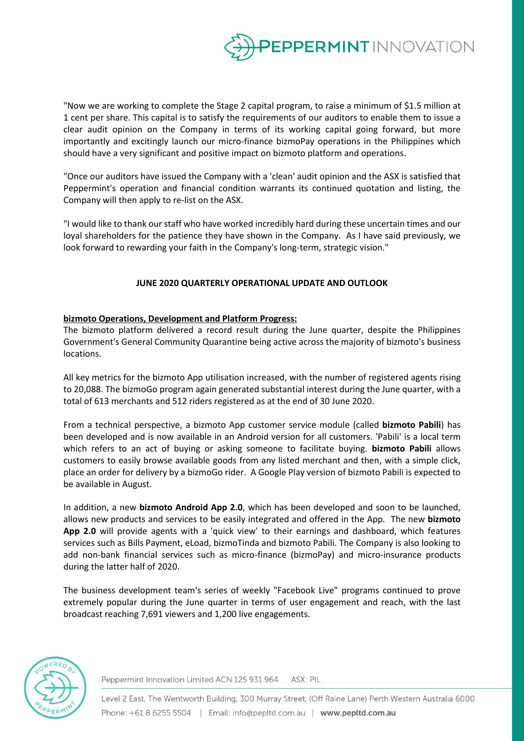"Now we are working to complete the Stage 2 capital program, to raise a minimum of $1.5 million at 1 cent per share. This capital is to satisfy the requirements of our auditors to enable them to issue a clear audit opinion on the Company in terms of its working capital going forward, but more importantly and excitingly launch our micro-finance bizmoPay operations in the Philippines which should have a very significant and positive impact on bizmoto platform and operations.

"Once our auditors have issued the Company with a 'clean' audit opinion and the ASX is satisfied that Peppermint's operation and financial condition warrants its continued quotation and listing, the Company will then apply to re-list on the ASX.

"I would like to thank our staff who have worked incredibly hard during these uncertain times and our loyal shareholders for the patience they have shown in the Company. As I have said previously, we look forward to rewarding your faith in the Company's long-term, strategic vision."

## JUNE 2020 QUARTERLY OPERATIONAL UPDATE AND OUTLOOK

**bizmoto Operations, Development and Platform Progress:**

The bizmoto platform delivered a record result during the June quarter, despite the Philippines Government's General Community Quarantine being active across the majority of bizmoto's business locations.

All key metrics for the bizmoto App utilisation increased, with the number of registered agents rising to 20,088. The bizmoGo program again generated substantial interest during the June quarter, with a total of 613 merchants and 512 riders registered as at the end of 30 June 2020.

From a technical perspective, a bizmoto App customer service module (called **bizmoto Pabili**) has been developed and is now available in an Android version for all customers. 'Pabili' is a local term which refers to an act of buying or asking someone to facilitate buying. **bizmoto Pabili** allows customers to easily browse available goods from any listed merchant and then, with a simple click, place an order for delivery by a bizmoGo rider. A Google Play version of bizmoto Pabili is expected to be available in August.

In addition, a new **bizmoto Android App 2.0**, which has been developed and soon to be launched, allows new products and services to be easily integrated and offered in the App. The new **bizmoto App 2.0** will provide agents with a 'quick view' to their earnings and dashboard, which features services such as Bills Payment, eLoad, bizmoTinda and bizmoto Pabili. The Company is also looking to add non-bank financial services such as micro-finance (bizmoPay) and micro-insurance products during the latter half of 2020.

The business development team's series of weekly "Facebook Live" programs continued to prove extremely popular during the June quarter in terms of user engagement and reach, with the last broadcast reaching 7,691 viewers and 1,200 live engagements.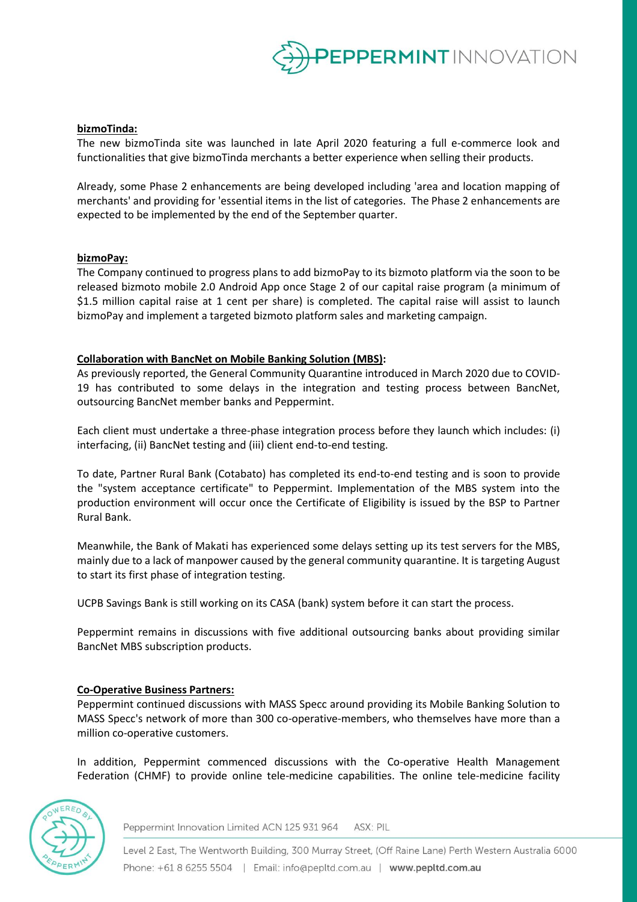**bizmoTinda:**

The new bizmoTinda site was launched in late April 2020 featuring a full e-commerce look and functionalities that give bizmoTinda merchants a better experience when selling their products.

Already, some Phase 2 enhancements are being developed including 'area and location mapping of merchants' and providing for 'essential items in the list of categories. The Phase 2 enhancements are expected to be implemented by the end of the September quarter.

**bizmoPay:**

The Company continued to progress plans to add bizmoPay to its bizmoto platform via the soon to be released bizmoto mobile 2.0 Android App once Stage 2 of our capital raise program (a minimum of $1.5 million capital raise at 1 cent per share) is completed. The capital raise will assist to launch bizmoPay and implement a targeted bizmoto platform sales and marketing campaign.

**Collaboration with BancNet on Mobile Banking Solution (MBS):**

As previously reported, the General Community Quarantine introduced in March 2020 due to COVID-19 has contributed to some delays in the integration and testing process between BancNet, outsourcing BancNet member banks and Peppermint.

Each client must undertake a three-phase integration process before they launch which includes: (i) interfacing, (ii) BancNet testing and (iii) client end-to-end testing.

To date, Partner Rural Bank (Cotabato) has completed its end-to-end testing and is soon to provide the "system acceptance certificate" to Peppermint. Implementation of the MBS system into the production environment will occur once the Certificate of Eligibility is issued by the BSP to Partner Rural Bank.

Meanwhile, the Bank of Makati has experienced some delays setting up its test servers for the MBS, mainly due to a lack of manpower caused by the general community quarantine. It is targeting August to start its first phase of integration testing.

UCPB Savings Bank is still working on its CASA (bank) system before it can start the process.

Peppermint remains in discussions with five additional outsourcing banks about providing similar BancNet MBS subscription products.

**Co-Operative Business Partners:**

Peppermint continued discussions with MASS Specc around providing its Mobile Banking Solution to MASS Specc's network of more than 300 co-operative-members, who themselves have more than a million co-operative customers.

In addition, Peppermint commenced discussions with the Co-operative Health Management Federation (CHMF) to provide online tele-medicine capabilities. The online tele-medicine facility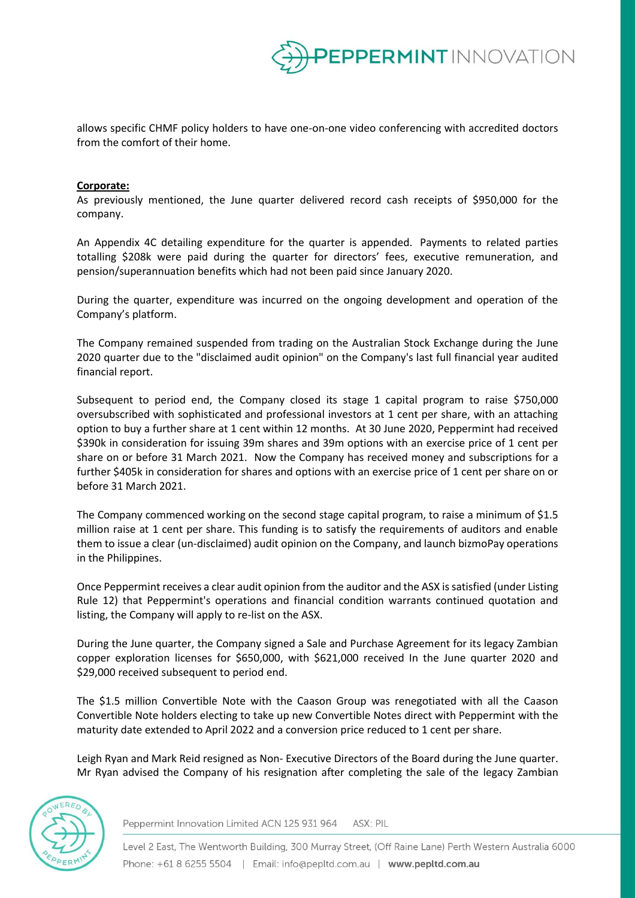allows specific CHMF policy holders to have one-on-one video conferencing with accredited doctors from the comfort of their home.

**Corporate:**

As previously mentioned, the June quarter delivered record cash receipts of $950,000 for the company.

An Appendix 4C detailing expenditure for the quarter is appended. Payments to related parties totalling $208k were paid during the quarter for directors' fees, executive remuneration, and pension/superannuation benefits which had not been paid since January 2020.

During the quarter, expenditure was incurred on the ongoing development and operation of the Company's platform.

The Company remained suspended from trading on the Australian Stock Exchange during the June 2020 quarter due to the "disclaimed audit opinion" on the Company's last full financial year audited financial report.

Subsequent to period end, the Company closed its stage 1 capital program to raise $750,000 oversubscribed with sophisticated and professional investors at 1 cent per share, with an attaching option to buy a further share at 1 cent within 12 months. At 30 June 2020, Peppermint had received $390k in consideration for issuing 39m shares and 39m options with an exercise price of 1 cent per share on or before 31 March 2021. Now the Company has received money and subscriptions for a further $405k in consideration for shares and options with an exercise price of 1 cent per share on or before 31 March 2021.

The Company commenced working on the second stage capital program, to raise a minimum of $1.5 million raise at 1 cent per share. This funding is to satisfy the requirements of auditors and enable them to issue a clear (un-disclaimed) audit opinion on the Company, and launch bizmoPay operations in the Philippines.

Once Peppermint receives a clear audit opinion from the auditor and the ASX is satisfied (under Listing Rule 12) that Peppermint's operations and financial condition warrants continued quotation and listing, the Company will apply to re-list on the ASX.

During the June quarter, the Company signed a Sale and Purchase Agreement for its legacy Zambian copper exploration licenses for $650,000, with $621,000 received In the June quarter 2020 and $29,000 received subsequent to period end.

The $1.5 million Convertible Note with the Caason Group was renegotiated with all the Caason Convertible Note holders electing to take up new Convertible Notes direct with Peppermint with the maturity date extended to April 2022 and a conversion price reduced to 1 cent per share.

Leigh Ryan and Mark Reid resigned as Non- Executive Directors of the Board during the June quarter. Mr Ryan advised the Company of his resignation after completing the sale of the legacy Zambian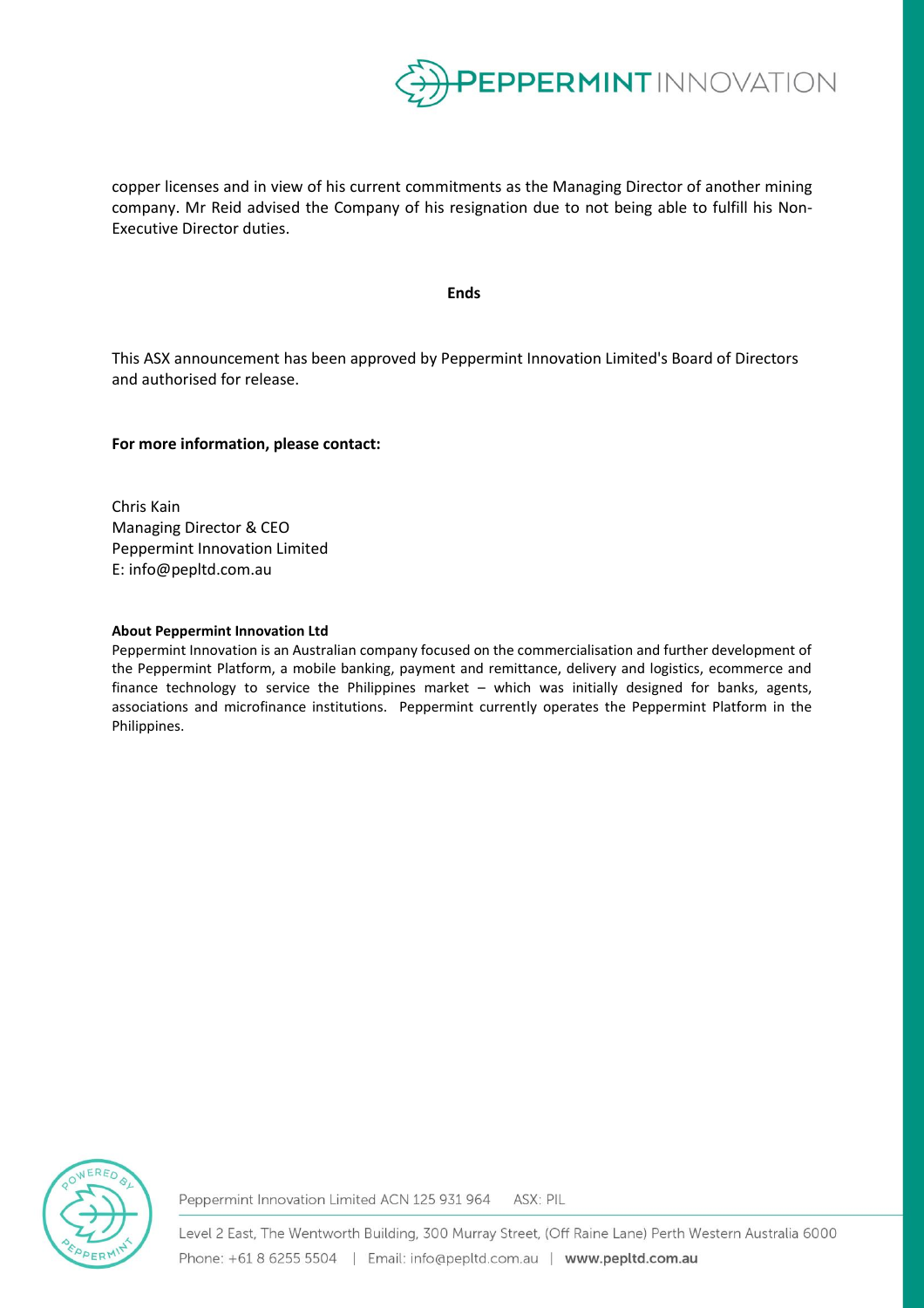copper licenses and in view of his current commitments as the Managing Director of another mining company. Mr Reid advised the Company of his resignation due to not being able to fulfill his Non-Executive Director duties.

**Ends**

This ASX announcement has been approved by Peppermint Innovation Limited's Board of Directors and authorised for release.

**For more information, please contact:**

Chris Kain
Managing Director & CEO
Peppermint Innovation Limited
E: info@pepltd.com.au

**About Peppermint Innovation Ltd**

Peppermint Innovation is an Australian company focused on the commercialisation and further development of the Peppermint Platform, a mobile banking, payment and remittance, delivery and logistics, ecommerce and finance technology to service the Philippines market – which was initially designed for banks, agents, associations and microfinance institutions. Peppermint currently operates the Peppermint Platform in the Philippines.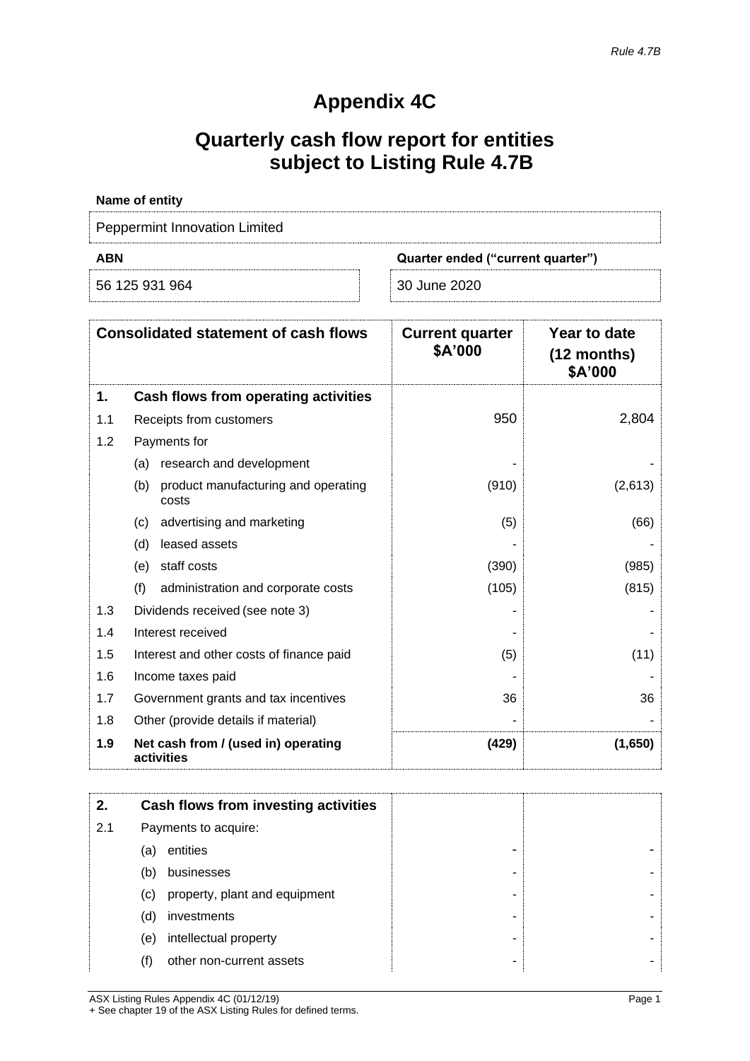*Rule 4.7B*

# Appendix 4C

# Quarterly cash flow report for entities subject to Listing Rule 4.7B

**Name of entity**

| Peppermint Innovation Limited | |
|---|---|
| **ABN** | **Quarter ended ("current quarter")** |
| 56 125 931 964 | 30 June 2020 |

| | Consolidated statement of cash flows | Current quarter $A'000 | Year to date (12 months) $A'000 |
|---|---|---|---|
| **1.** | **Cash flows from operating activities** | | |
| 1.1 | Receipts from customers | 950 | 2,804 |
| 1.2 | Payments for | | |
| | (a) research and development | - | - |
| | (b) product manufacturing and operating costs | (910) | (2,613) |
| | (c) advertising and marketing | (5) | (66) |
| | (d) leased assets | - | - |
| | (e) staff costs | (390) | (985) |
| | (f) administration and corporate costs | (105) | (815) |
| 1.3 | Dividends received (see note 3) | - | - |
| 1.4 | Interest received | - | - |
| 1.5 | Interest and other costs of finance paid | (5) | (11) |
| 1.6 | Income taxes paid | - | - |
| 1.7 | Government grants and tax incentives | 36 | 36 |
| 1.8 | Other (provide details if material) | - | - |
| **1.9** | **Net cash from / (used in) operating activities** | **(429)** | **(1,650)** |

| | | | |
|---|---|---|---|
| **2.** | **Cash flows from investing activities** | | |
| 2.1 | Payments to acquire: | | |
| | (a) entities | - | - |
| | (b) businesses | - | - |
| | (c) property, plant and equipment | - | - |
| | (d) investments | - | - |
| | (e) intellectual property | - | - |
| | (f) other non-current assets | - | - |

ASX Listing Rules Appendix 4C (01/12/19)
+ See chapter 19 of the ASX Listing Rules for defined terms.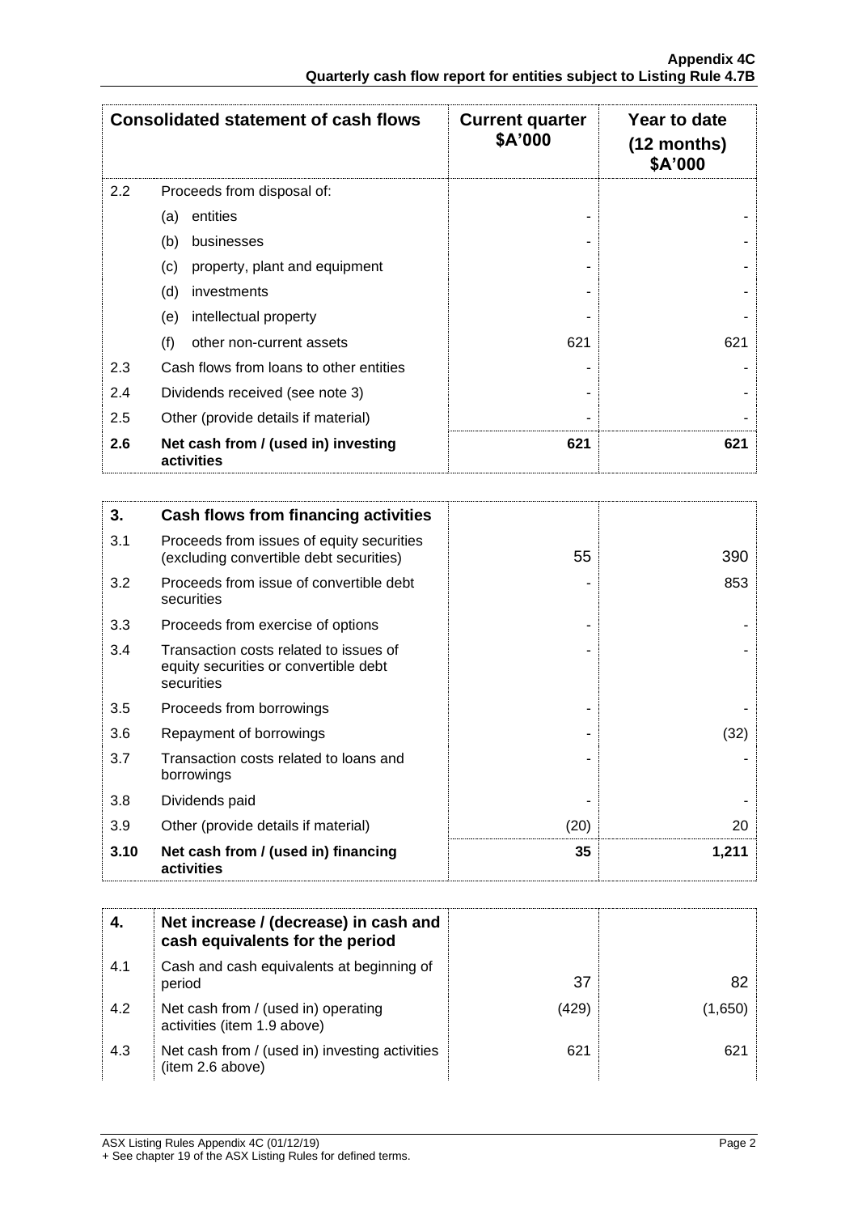| | Consolidated statement of cash flows | Current quarter $A'000 | Year to date (12 months) $A'000 |
|---|---|---|---|
| 2.2 | Proceeds from disposal of: | | |
| | (a) entities | - | - |
| | (b) businesses | - | - |
| | (c) property, plant and equipment | - | - |
| | (d) investments | - | - |
| | (e) intellectual property | - | - |
| | (f) other non-current assets | 621 | 621 |
| 2.3 | Cash flows from loans to other entities | - | - |
| 2.4 | Dividends received (see note 3) | - | - |
| 2.5 | Other (provide details if material) | - | - |
| **2.6** | **Net cash from / (used in) investing activities** | **621** | **621** |

| **3.** | **Cash flows from financing activities** | | |
|---|---|---|---|
| 3.1 | Proceeds from issues of equity securities (excluding convertible debt securities) | 55 | 390 |
| 3.2 | Proceeds from issue of convertible debt securities | - | 853 |
| 3.3 | Proceeds from exercise of options | - | - |
| 3.4 | Transaction costs related to issues of equity securities or convertible debt securities | - | - |
| 3.5 | Proceeds from borrowings | - | - |
| 3.6 | Repayment of borrowings | - | (32) |
| 3.7 | Transaction costs related to loans and borrowings | - | - |
| 3.8 | Dividends paid | - | - |
| 3.9 | Other (provide details if material) | (20) | 20 |
| **3.10** | **Net cash from / (used in) financing activities** | **35** | **1,211** |

| **4.** | **Net increase / (decrease) in cash and cash equivalents for the period** | | |
|---|---|---|---|
| 4.1 | Cash and cash equivalents at beginning of period | 37 | 82 |
| 4.2 | Net cash from / (used in) operating activities (item 1.9 above) | (429) | (1,650) |
| 4.3 | Net cash from / (used in) investing activities (item 2.6 above) | 621 | 621 |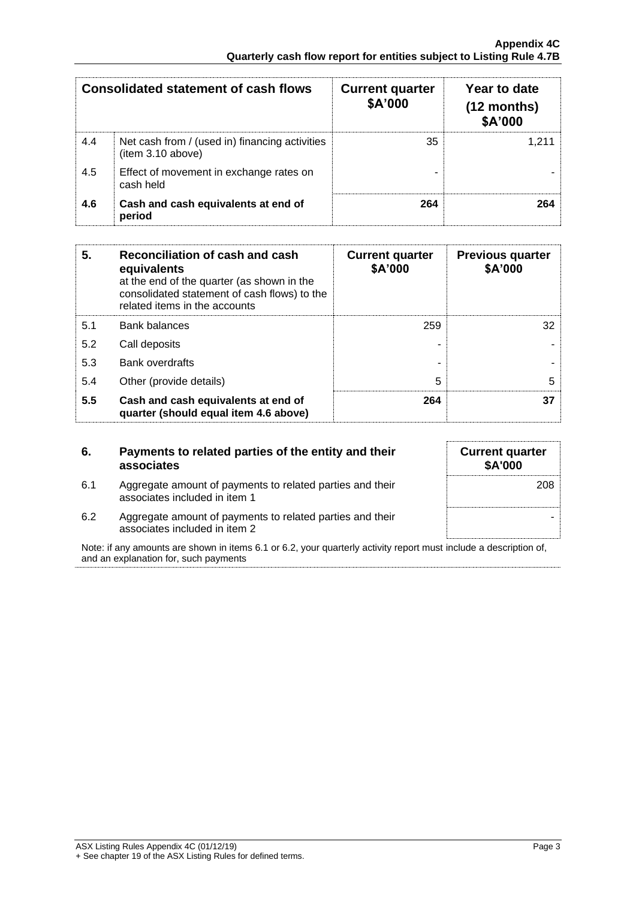| Consolidated statement of cash flows | | Current quarter \$A'000 | Year to date (12 months) \$A'000 |
|---|---|---|---|
| 4.4 | Net cash from / (used in) financing activities (item 3.10 above) | 35 | 1,211 |
| 4.5 | Effect of movement in exchange rates on cash held | - | - |
| **4.6** | **Cash and cash equivalents at end of period** | **264** | **264** |

| **5.** | **Reconciliation of cash and cash equivalents** at the end of the quarter (as shown in the consolidated statement of cash flows) to the related items in the accounts | **Current quarter \$A'000** | **Previous quarter \$A'000** |
|---|---|---|---|
| 5.1 | Bank balances | 259 | 32 |
| 5.2 | Call deposits | - | - |
| 5.3 | Bank overdrafts | - | - |
| 5.4 | Other (provide details) | 5 | 5 |
| **5.5** | **Cash and cash equivalents at end of quarter (should equal item 4.6 above)** | **264** | **37** |

| **6.** | **Payments to related parties of the entity and their associates** | **Current quarter \$A'000** |
|---|---|---|
| 6.1 | Aggregate amount of payments to related parties and their associates included in item 1 | 208 |
| 6.2 | Aggregate amount of payments to related parties and their associates included in item 2 | - |

Note: if any amounts are shown in items 6.1 or 6.2, your quarterly activity report must include a description of, and an explanation for, such payments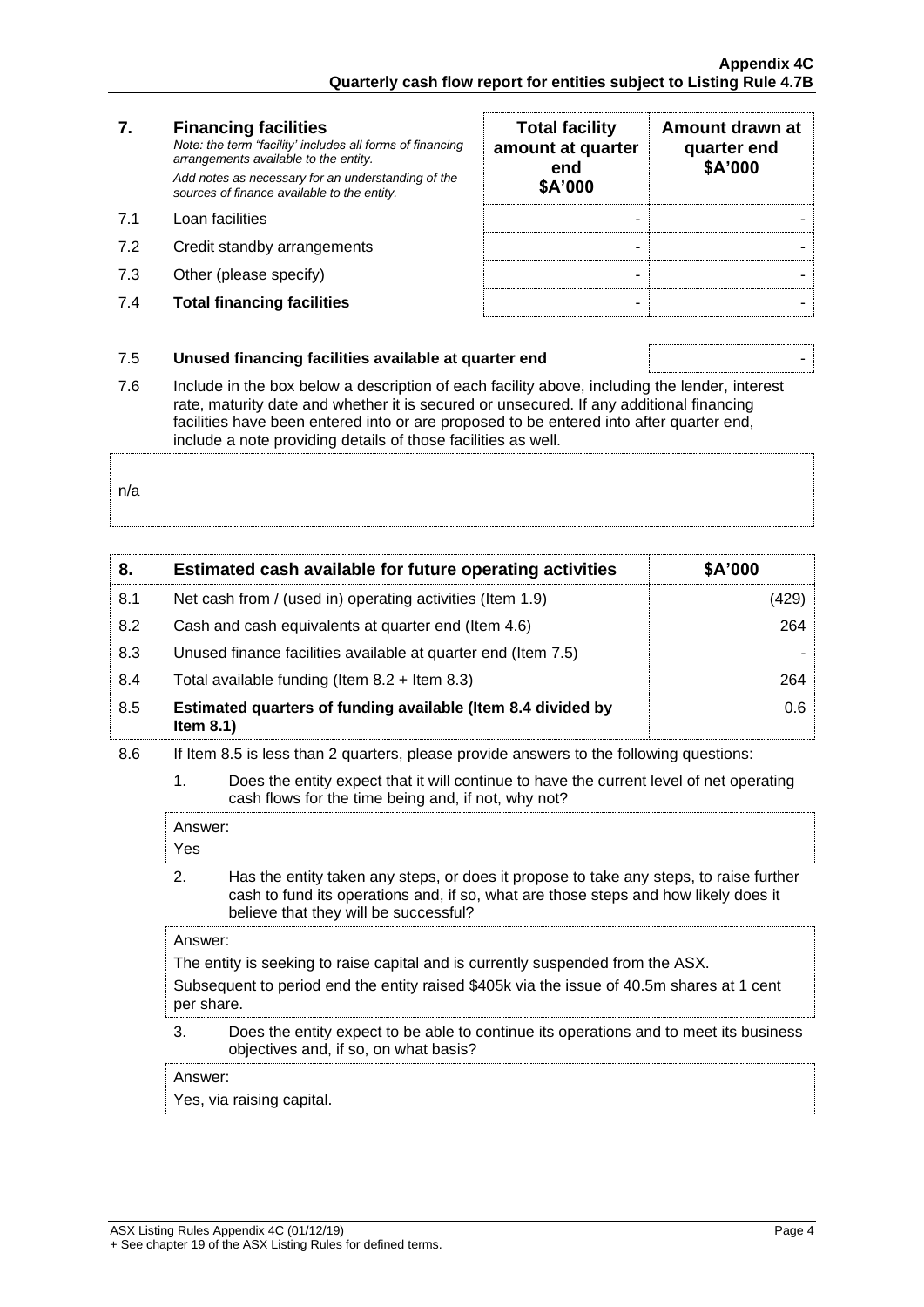| 7. | **Financing facilities** *Note: the term "facility' includes all forms of financing arrangements available to the entity.* *Add notes as necessary for an understanding of the sources of finance available to the entity.* | **Total facility amount at quarter end \$A'000** | **Amount drawn at quarter end \$A'000** |
|---|---|---|---|
| 7.1 | Loan facilities | - | - |
| 7.2 | Credit standby arrangements | - | - |
| 7.3 | Other (please specify) | - | - |
| 7.4 | **Total financing facilities** | - | - |

| 7.5 | **Unused financing facilities available at quarter end** | - |
|---|---|---|

7.6 Include in the box below a description of each facility above, including the lender, interest rate, maturity date and whether it is secured or unsecured. If any additional financing facilities have been entered into or are proposed to be entered into after quarter end, include a note providing details of those facilities as well.

n/a

| 8. | **Estimated cash available for future operating activities** | **\$A'000** |
|---|---|---|
| 8.1 | Net cash from / (used in) operating activities (Item 1.9) | (429) |
| 8.2 | Cash and cash equivalents at quarter end (Item 4.6) | 264 |
| 8.3 | Unused finance facilities available at quarter end (Item 7.5) | - |
| 8.4 | Total available funding (Item 8.2 + Item 8.3) | 264 |
| 8.5 | **Estimated quarters of funding available (Item 8.4 divided by Item 8.1)** | 0.6 |

8.6 If Item 8.5 is less than 2 quarters, please provide answers to the following questions:

1. Does the entity expect that it will continue to have the current level of net operating cash flows for the time being and, if not, why not?

Answer:
Yes

2. Has the entity taken any steps, or does it propose to take any steps, to raise further cash to fund its operations and, if so, what are those steps and how likely does it believe that they will be successful?

Answer:
The entity is seeking to raise capital and is currently suspended from the ASX.
Subsequent to period end the entity raised \$405k via the issue of 40.5m shares at 1 cent per share.

3. Does the entity expect to be able to continue its operations and to meet its business objectives and, if so, on what basis?

Answer:
Yes, via raising capital.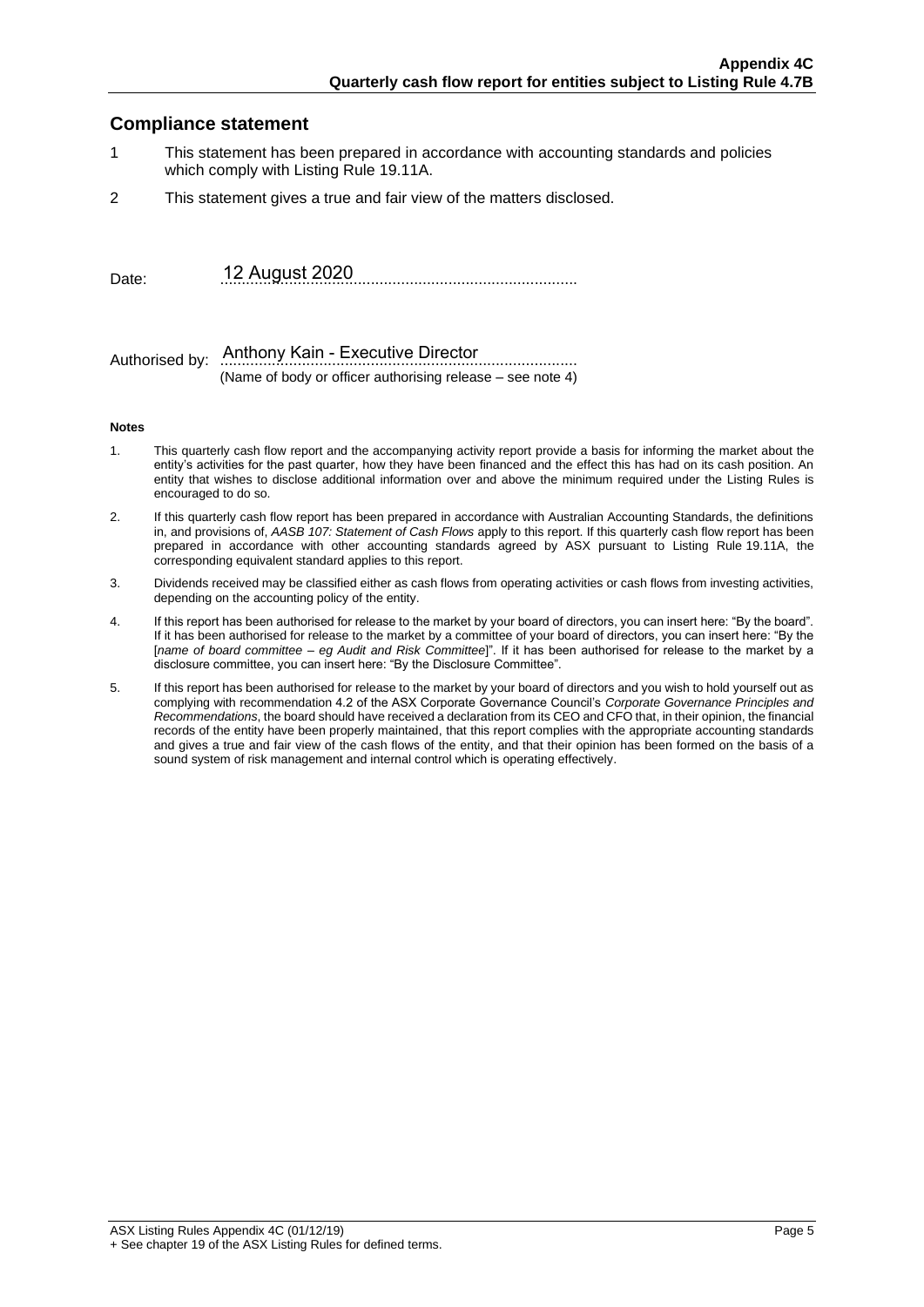## Compliance statement

1 This statement has been prepared in accordance with accounting standards and policies which comply with Listing Rule 19.11A.

2 This statement gives a true and fair view of the matters disclosed.

Date: 12 August 2020

Authorised by: Anthony Kain - Executive Director
(Name of body or officer authorising release – see note 4)

**Notes**

1. This quarterly cash flow report and the accompanying activity report provide a basis for informing the market about the entity's activities for the past quarter, how they have been financed and the effect this has had on its cash position. An entity that wishes to disclose additional information over and above the minimum required under the Listing Rules is encouraged to do so.
2. If this quarterly cash flow report has been prepared in accordance with Australian Accounting Standards, the definitions in, and provisions of, *AASB 107: Statement of Cash Flows* apply to this report. If this quarterly cash flow report has been prepared in accordance with other accounting standards agreed by ASX pursuant to Listing Rule 19.11A, the corresponding equivalent standard applies to this report.
3. Dividends received may be classified either as cash flows from operating activities or cash flows from investing activities, depending on the accounting policy of the entity.
4. If this report has been authorised for release to the market by your board of directors, you can insert here: "By the board". If it has been authorised for release to the market by a committee of your board of directors, you can insert here: "By the [*name of board committee – eg Audit and Risk Committee*]". If it has been authorised for release to the market by a disclosure committee, you can insert here: "By the Disclosure Committee".
5. If this report has been authorised for release to the market by your board of directors and you wish to hold yourself out as complying with recommendation 4.2 of the ASX Corporate Governance Council's *Corporate Governance Principles and Recommendations*, the board should have received a declaration from its CEO and CFO that, in their opinion, the financial records of the entity have been properly maintained, that this report complies with the appropriate accounting standards and gives a true and fair view of the cash flows of the entity, and that their opinion has been formed on the basis of a sound system of risk management and internal control which is operating effectively.